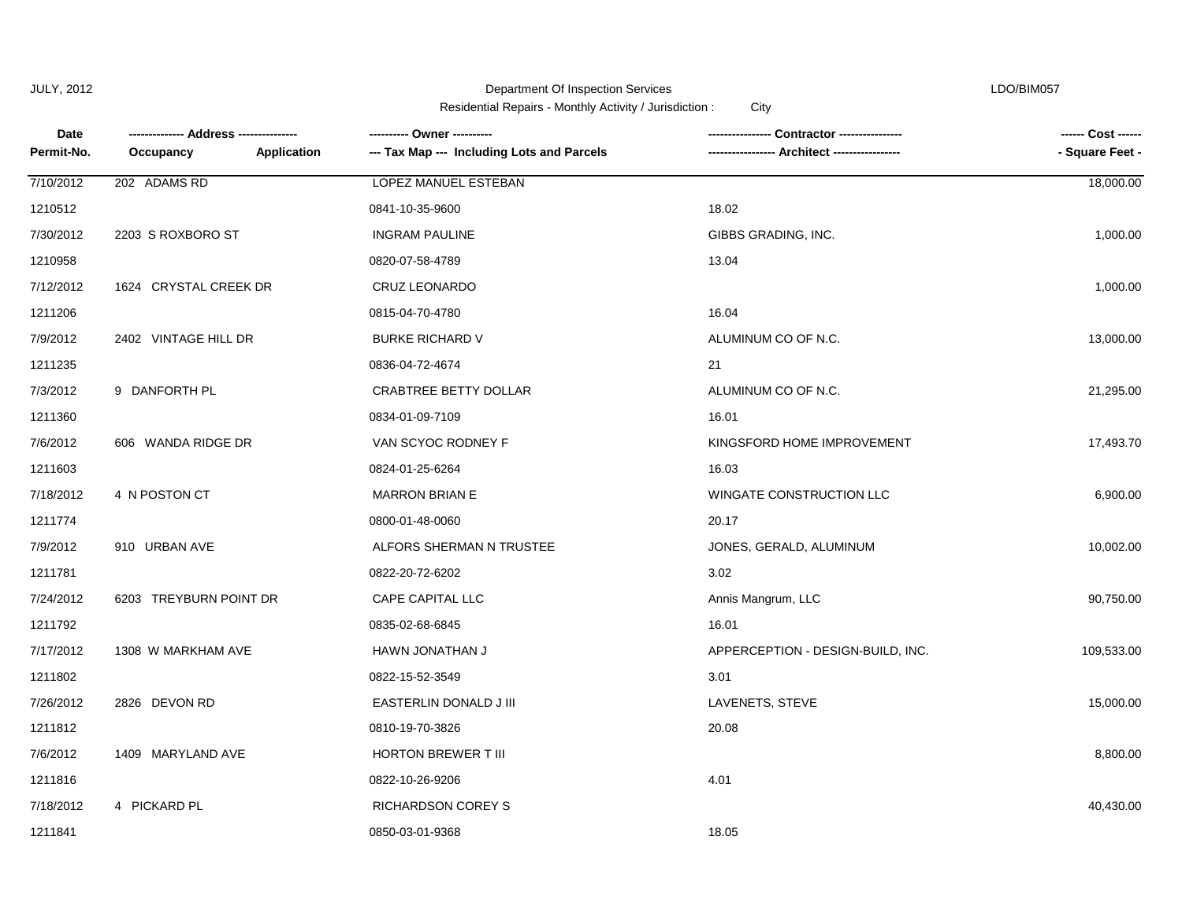JULY, 2012 | Department Of Inspection Services | LDO/BIM057

Residential Repairs - Monthly Activity / Jurisdiction : City

| Date / Permit-No. | Address / Occupancy / Application | Owner / Tax Map --- Including Lots and Parcels | Contractor / Architect | Cost / Square Feet |
|---|---|---|---|---|
| 7/10/2012 | 202 ADAMS RD | LOPEZ MANUEL ESTEBAN | | 18,000.00 |
| 1210512 | | 0841-10-35-9600 | 18.02 | |
| 7/30/2012 | 2203 S ROXBORO ST | INGRAM PAULINE | GIBBS GRADING, INC. | 1,000.00 |
| 1210958 | | 0820-07-58-4789 | 13.04 | |
| 7/12/2012 | 1624 CRYSTAL CREEK DR | CRUZ LEONARDO | | 1,000.00 |
| 1211206 | | 0815-04-70-4780 | 16.04 | |
| 7/9/2012 | 2402 VINTAGE HILL DR | BURKE RICHARD V | ALUMINUM CO OF N.C. | 13,000.00 |
| 1211235 | | 0836-04-72-4674 | 21 | |
| 7/3/2012 | 9 DANFORTH PL | CRABTREE BETTY DOLLAR | ALUMINUM CO OF N.C. | 21,295.00 |
| 1211360 | | 0834-01-09-7109 | 16.01 | |
| 7/6/2012 | 606 WANDA RIDGE DR | VAN SCYOC RODNEY F | KINGSFORD HOME IMPROVEMENT | 17,493.70 |
| 1211603 | | 0824-01-25-6264 | 16.03 | |
| 7/18/2012 | 4 N POSTON CT | MARRON BRIAN E | WINGATE CONSTRUCTION LLC | 6,900.00 |
| 1211774 | | 0800-01-48-0060 | 20.17 | |
| 7/9/2012 | 910 URBAN AVE | ALFORS SHERMAN N TRUSTEE | JONES, GERALD, ALUMINUM | 10,002.00 |
| 1211781 | | 0822-20-72-6202 | 3.02 | |
| 7/24/2012 | 6203 TREYBURN POINT DR | CAPE CAPITAL LLC | Annis Mangrum, LLC | 90,750.00 |
| 1211792 | | 0835-02-68-6845 | 16.01 | |
| 7/17/2012 | 1308 W MARKHAM AVE | HAWN JONATHAN J | APPERCEPTION - DESIGN-BUILD, INC. | 109,533.00 |
| 1211802 | | 0822-15-52-3549 | 3.01 | |
| 7/26/2012 | 2826 DEVON RD | EASTERLIN DONALD J III | LAVENETS, STEVE | 15,000.00 |
| 1211812 | | 0810-19-70-3826 | 20.08 | |
| 7/6/2012 | 1409 MARYLAND AVE | HORTON BREWER T III | | 8,800.00 |
| 1211816 | | 0822-10-26-9206 | 4.01 | |
| 7/18/2012 | 4 PICKARD PL | RICHARDSON COREY S | | 40,430.00 |
| 1211841 | | 0850-03-01-9368 | 18.05 | |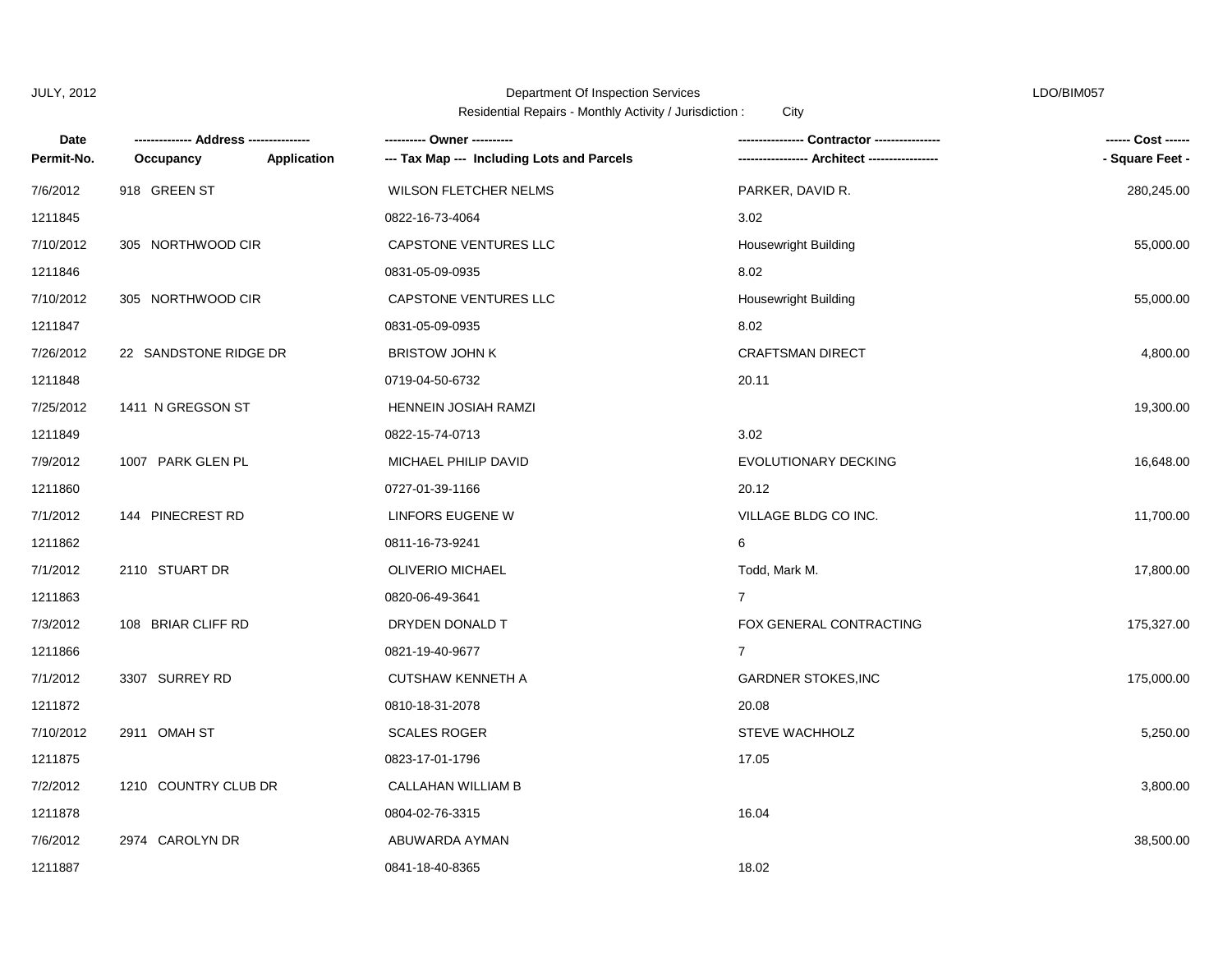JULY, 2012 | Department Of Inspection Services | LDO/BIM057

Residential Repairs - Monthly Activity / Jurisdiction : City

| Date / Permit-No. | Address / Occupancy / Application | Owner / Tax Map --- Including Lots and Parcels | Contractor / Architect | Cost / Square Feet |
|---|---|---|---|---|
| 7/6/2012 | 918 GREEN ST | WILSON FLETCHER NELMS | PARKER, DAVID R. | 280,245.00 |
| 1211845 | | 0822-16-73-4064 | 3.02 | |
| 7/10/2012 | 305 NORTHWOOD CIR | CAPSTONE VENTURES LLC | Housewright Building | 55,000.00 |
| 1211846 | | 0831-05-09-0935 | 8.02 | |
| 7/10/2012 | 305 NORTHWOOD CIR | CAPSTONE VENTURES LLC | Housewright Building | 55,000.00 |
| 1211847 | | 0831-05-09-0935 | 8.02 | |
| 7/26/2012 | 22 SANDSTONE RIDGE DR | BRISTOW JOHN K | CRAFTSMAN DIRECT | 4,800.00 |
| 1211848 | | 0719-04-50-6732 | 20.11 | |
| 7/25/2012 | 1411 N GREGSON ST | HENNEIN JOSIAH RAMZI | | 19,300.00 |
| 1211849 | | 0822-15-74-0713 | 3.02 | |
| 7/9/2012 | 1007 PARK GLEN PL | MICHAEL PHILIP DAVID | EVOLUTIONARY DECKING | 16,648.00 |
| 1211860 | | 0727-01-39-1166 | 20.12 | |
| 7/1/2012 | 144 PINECREST RD | LINFORS EUGENE W | VILLAGE BLDG CO INC. | 11,700.00 |
| 1211862 | | 0811-16-73-9241 | 6 | |
| 7/1/2012 | 2110 STUART DR | OLIVERIO MICHAEL | Todd, Mark M. | 17,800.00 |
| 1211863 | | 0820-06-49-3641 | 7 | |
| 7/3/2012 | 108 BRIAR CLIFF RD | DRYDEN DONALD T | FOX GENERAL CONTRACTING | 175,327.00 |
| 1211866 | | 0821-19-40-9677 | 7 | |
| 7/1/2012 | 3307 SURREY RD | CUTSHAW KENNETH A | GARDNER STOKES,INC | 175,000.00 |
| 1211872 | | 0810-18-31-2078 | 20.08 | |
| 7/10/2012 | 2911 OMAH ST | SCALES ROGER | STEVE WACHHOLZ | 5,250.00 |
| 1211875 | | 0823-17-01-1796 | 17.05 | |
| 7/2/2012 | 1210 COUNTRY CLUB DR | CALLAHAN WILLIAM B | | 3,800.00 |
| 1211878 | | 0804-02-76-3315 | 16.04 | |
| 7/6/2012 | 2974 CAROLYN DR | ABUWARDA AYMAN | | 38,500.00 |
| 1211887 | | 0841-18-40-8365 | 18.02 | |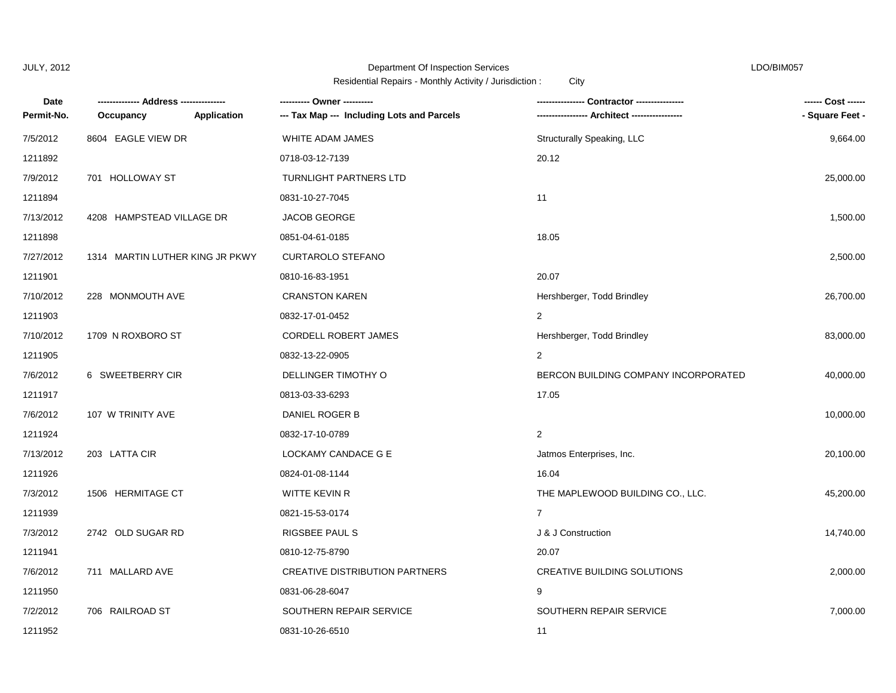JULY, 2012 Department Of Inspection Services LDO/BIM057

Residential Repairs - Monthly Activity / Jurisdiction : City

| Date<br>Permit-No. | ------------- Address --------------<br>Occupancy Application | ---------- Owner ----------<br>--- Tax Map --- Including Lots and Parcels | ---------------- Contractor ----------------<br>----------------- Architect ----------------- | ------ Cost ------<br>- Square Feet - |
|---|---|---|---|---|
| 7/5/2012 | 8604 EAGLE VIEW DR | WHITE ADAM JAMES | Structurally Speaking, LLC | 9,664.00 |
| 1211892 | | 0718-03-12-7139 | 20.12 | |
| 7/9/2012 | 701 HOLLOWAY ST | TURNLIGHT PARTNERS LTD | | 25,000.00 |
| 1211894 | | 0831-10-27-7045 | 11 | |
| 7/13/2012 | 4208 HAMPSTEAD VILLAGE DR | JACOB GEORGE | | 1,500.00 |
| 1211898 | | 0851-04-61-0185 | 18.05 | |
| 7/27/2012 | 1314 MARTIN LUTHER KING JR PKWY | CURTAROLO STEFANO | | 2,500.00 |
| 1211901 | | 0810-16-83-1951 | 20.07 | |
| 7/10/2012 | 228 MONMOUTH AVE | CRANSTON KAREN | Hershberger, Todd Brindley | 26,700.00 |
| 1211903 | | 0832-17-01-0452 | 2 | |
| 7/10/2012 | 1709 N ROXBORO ST | CORDELL ROBERT JAMES | Hershberger, Todd Brindley | 83,000.00 |
| 1211905 | | 0832-13-22-0905 | 2 | |
| 7/6/2012 | 6 SWEETBERRY CIR | DELLINGER TIMOTHY O | BERCON BUILDING COMPANY INCORPORATED | 40,000.00 |
| 1211917 | | 0813-03-33-6293 | 17.05 | |
| 7/6/2012 | 107 W TRINITY AVE | DANIEL ROGER B | | 10,000.00 |
| 1211924 | | 0832-17-10-0789 | 2 | |
| 7/13/2012 | 203 LATTA CIR | LOCKAMY CANDACE G E | Jatmos Enterprises, Inc. | 20,100.00 |
| 1211926 | | 0824-01-08-1144 | 16.04 | |
| 7/3/2012 | 1506 HERMITAGE CT | WITTE KEVIN R | THE MAPLEWOOD BUILDING CO., LLC. | 45,200.00 |
| 1211939 | | 0821-15-53-0174 | 7 | |
| 7/3/2012 | 2742 OLD SUGAR RD | RIGSBEE PAUL S | J & J Construction | 14,740.00 |
| 1211941 | | 0810-12-75-8790 | 20.07 | |
| 7/6/2012 | 711 MALLARD AVE | CREATIVE DISTRIBUTION PARTNERS | CREATIVE BUILDING SOLUTIONS | 2,000.00 |
| 1211950 | | 0831-06-28-6047 | 9 | |
| 7/2/2012 | 706 RAILROAD ST | SOUTHERN REPAIR SERVICE | SOUTHERN REPAIR SERVICE | 7,000.00 |
| 1211952 | | 0831-10-26-6510 | 11 | |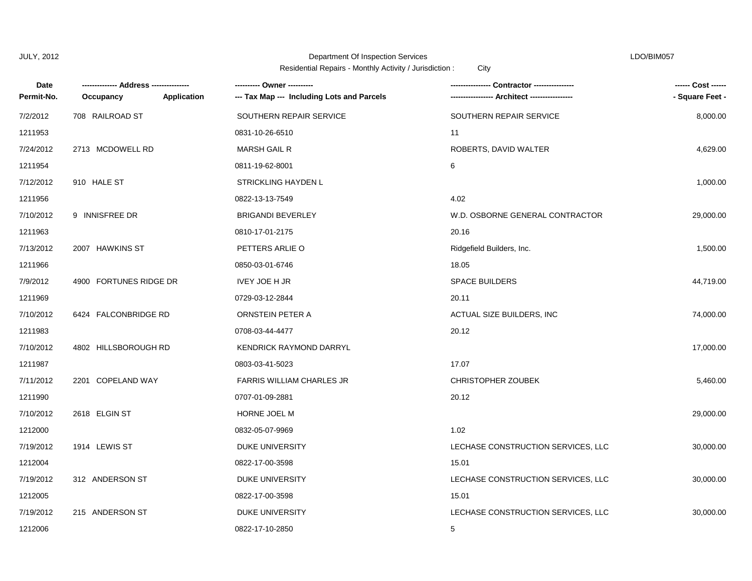JULY, 2012 Department Of Inspection Services LDO/BIM057

Residential Repairs - Monthly Activity / Jurisdiction : City

| Date<br>Permit-No. | ------------- Address --------------<br>Occupancy Application | ---------- Owner ----------<br>--- Tax Map --- Including Lots and Parcels | ---------------- Contractor ----------------<br>----------------- Architect ----------------- | ------ Cost ------<br>- Square Feet - |
|---|---|---|---|---|
| 7/2/2012 | 708 RAILROAD ST | SOUTHERN REPAIR SERVICE | SOUTHERN REPAIR SERVICE | 8,000.00 |
| 1211953 | | 0831-10-26-6510 | 11 | |
| 7/24/2012 | 2713 MCDOWELL RD | MARSH GAIL R | ROBERTS, DAVID WALTER | 4,629.00 |
| 1211954 | | 0811-19-62-8001 | 6 | |
| 7/12/2012 | 910 HALE ST | STRICKLING HAYDEN L | | 1,000.00 |
| 1211956 | | 0822-13-13-7549 | 4.02 | |
| 7/10/2012 | 9 INNISFREE DR | BRIGANDI BEVERLEY | W.D. OSBORNE GENERAL CONTRACTOR | 29,000.00 |
| 1211963 | | 0810-17-01-2175 | 20.16 | |
| 7/13/2012 | 2007 HAWKINS ST | PETTERS ARLIE O | Ridgefield Builders, Inc. | 1,500.00 |
| 1211966 | | 0850-03-01-6746 | 18.05 | |
| 7/9/2012 | 4900 FORTUNES RIDGE DR | IVEY JOE H JR | SPACE BUILDERS | 44,719.00 |
| 1211969 | | 0729-03-12-2844 | 20.11 | |
| 7/10/2012 | 6424 FALCONBRIDGE RD | ORNSTEIN PETER A | ACTUAL SIZE BUILDERS, INC | 74,000.00 |
| 1211983 | | 0708-03-44-4477 | 20.12 | |
| 7/10/2012 | 4802 HILLSBOROUGH RD | KENDRICK RAYMOND DARRYL | | 17,000.00 |
| 1211987 | | 0803-03-41-5023 | 17.07 | |
| 7/11/2012 | 2201 COPELAND WAY | FARRIS WILLIAM CHARLES JR | CHRISTOPHER ZOUBEK | 5,460.00 |
| 1211990 | | 0707-01-09-2881 | 20.12 | |
| 7/10/2012 | 2618 ELGIN ST | HORNE JOEL M | | 29,000.00 |
| 1212000 | | 0832-05-07-9969 | 1.02 | |
| 7/19/2012 | 1914 LEWIS ST | DUKE UNIVERSITY | LECHASE CONSTRUCTION SERVICES, LLC | 30,000.00 |
| 1212004 | | 0822-17-00-3598 | 15.01 | |
| 7/19/2012 | 312 ANDERSON ST | DUKE UNIVERSITY | LECHASE CONSTRUCTION SERVICES, LLC | 30,000.00 |
| 1212005 | | 0822-17-00-3598 | 15.01 | |
| 7/19/2012 | 215 ANDERSON ST | DUKE UNIVERSITY | LECHASE CONSTRUCTION SERVICES, LLC | 30,000.00 |
| 1212006 | | 0822-17-10-2850 | 5 | |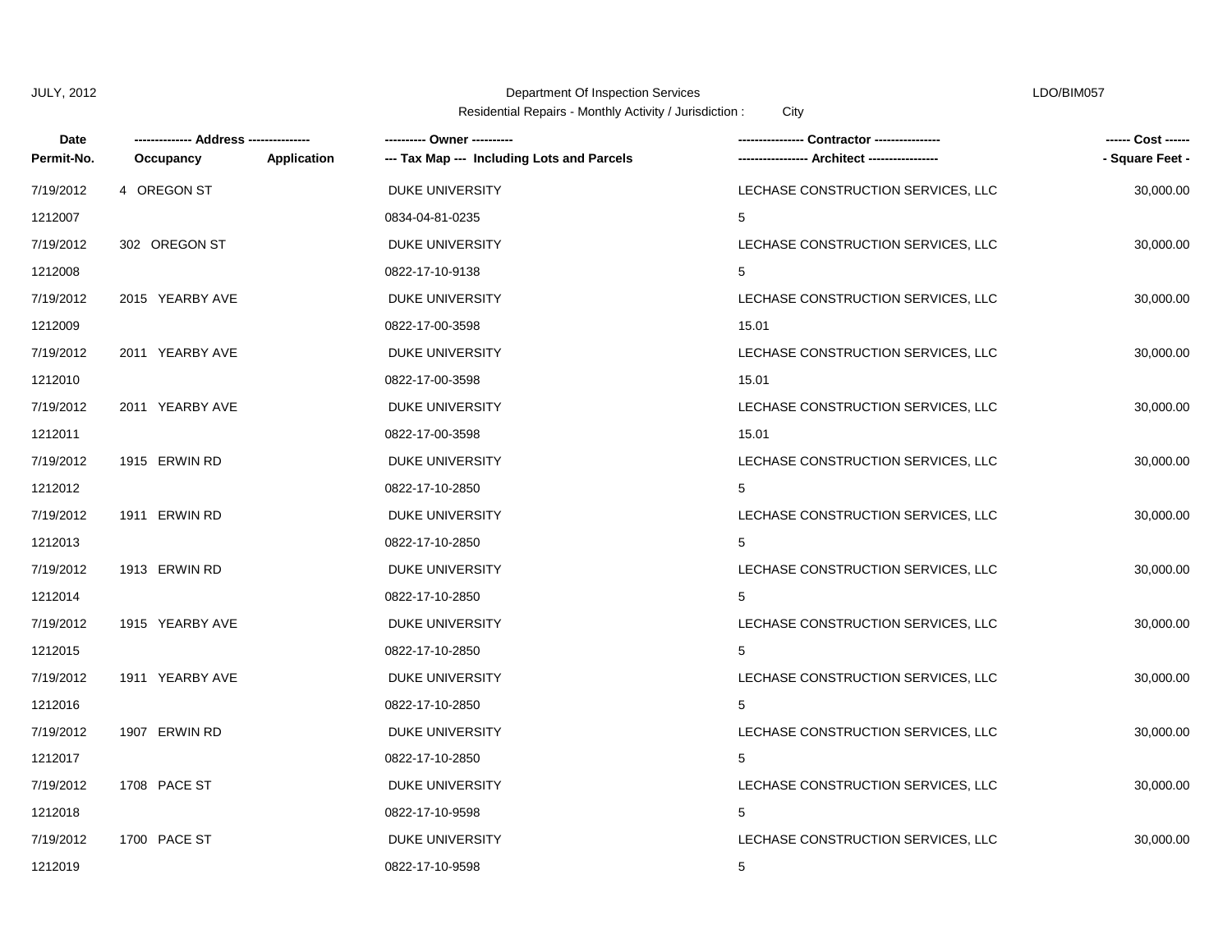JULY, 2012 Department Of Inspection Services LDO/BIM057

Residential Repairs - Monthly Activity / Jurisdiction : City

| Date<br>Permit-No. | ------------- Address --------------<br>Occupancy | <br>Application | ---------- Owner ----------<br>--- Tax Map --- Including Lots and Parcels | ---------------- Contractor ----------------<br>----------------- Architect ----------------- | ------ Cost ------<br>- Square Feet - |
|---|---|---|---|---|---|
| 7/19/2012<br>1212007 | 4 OREGON ST | | DUKE UNIVERSITY<br>0834-04-81-0235 | LECHASE CONSTRUCTION SERVICES, LLC<br>5 | 30,000.00 |
| 7/19/2012<br>1212008 | 302 OREGON ST | | DUKE UNIVERSITY<br>0822-17-10-9138 | LECHASE CONSTRUCTION SERVICES, LLC<br>5 | 30,000.00 |
| 7/19/2012<br>1212009 | 2015 YEARBY AVE | | DUKE UNIVERSITY<br>0822-17-00-3598 | LECHASE CONSTRUCTION SERVICES, LLC<br>15.01 | 30,000.00 |
| 7/19/2012<br>1212010 | 2011 YEARBY AVE | | DUKE UNIVERSITY<br>0822-17-00-3598 | LECHASE CONSTRUCTION SERVICES, LLC<br>15.01 | 30,000.00 |
| 7/19/2012<br>1212011 | 2011 YEARBY AVE | | DUKE UNIVERSITY<br>0822-17-00-3598 | LECHASE CONSTRUCTION SERVICES, LLC<br>15.01 | 30,000.00 |
| 7/19/2012<br>1212012 | 1915 ERWIN RD | | DUKE UNIVERSITY<br>0822-17-10-2850 | LECHASE CONSTRUCTION SERVICES, LLC<br>5 | 30,000.00 |
| 7/19/2012<br>1212013 | 1911 ERWIN RD | | DUKE UNIVERSITY<br>0822-17-10-2850 | LECHASE CONSTRUCTION SERVICES, LLC<br>5 | 30,000.00 |
| 7/19/2012<br>1212014 | 1913 ERWIN RD | | DUKE UNIVERSITY<br>0822-17-10-2850 | LECHASE CONSTRUCTION SERVICES, LLC<br>5 | 30,000.00 |
| 7/19/2012<br>1212015 | 1915 YEARBY AVE | | DUKE UNIVERSITY<br>0822-17-10-2850 | LECHASE CONSTRUCTION SERVICES, LLC<br>5 | 30,000.00 |
| 7/19/2012<br>1212016 | 1911 YEARBY AVE | | DUKE UNIVERSITY<br>0822-17-10-2850 | LECHASE CONSTRUCTION SERVICES, LLC<br>5 | 30,000.00 |
| 7/19/2012<br>1212017 | 1907 ERWIN RD | | DUKE UNIVERSITY<br>0822-17-10-2850 | LECHASE CONSTRUCTION SERVICES, LLC<br>5 | 30,000.00 |
| 7/19/2012<br>1212018 | 1708 PACE ST | | DUKE UNIVERSITY<br>0822-17-10-9598 | LECHASE CONSTRUCTION SERVICES, LLC<br>5 | 30,000.00 |
| 7/19/2012<br>1212019 | 1700 PACE ST | | DUKE UNIVERSITY<br>0822-17-10-9598 | LECHASE CONSTRUCTION SERVICES, LLC<br>5 | 30,000.00 |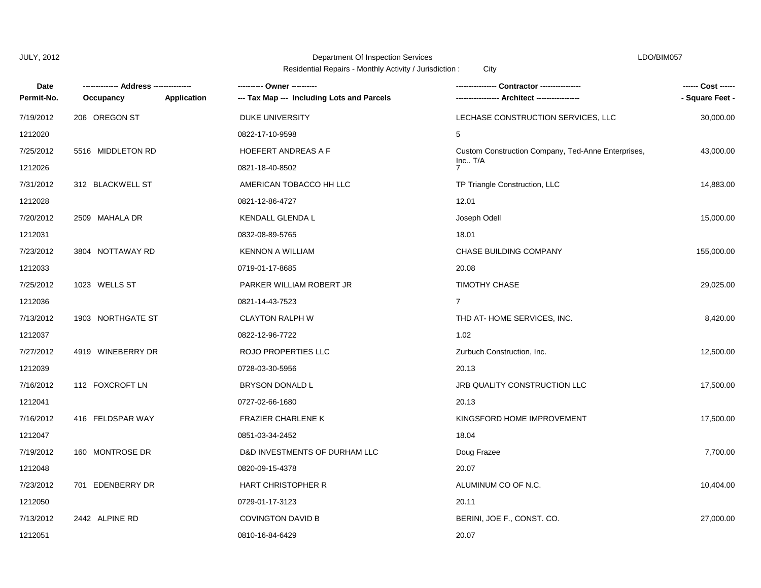JULY, 2012 | Department Of Inspection Services | LDO/BIM057

Residential Repairs - Monthly Activity / Jurisdiction : City

| Date<br>Permit-No. | Address<br>Occupancy | Application | Owner<br>Tax Map --- Including Lots and Parcels | Contractor<br>Architect | Cost<br>Square Feet |
|---|---|---|---|---|---|
| 7/19/2012<br>1212020 | 206 OREGON ST | | DUKE UNIVERSITY<br>0822-17-10-9598 | LECHASE CONSTRUCTION SERVICES, LLC<br>5 | 30,000.00 |
| 7/25/2012<br>1212026 | 5516 MIDDLETON RD | | HOEFERT ANDREAS A F<br>0821-18-40-8502 | Custom Construction Company, Ted-Anne Enterprises, Inc.. T/A<br>7 | 43,000.00 |
| 7/31/2012<br>1212028 | 312 BLACKWELL ST | | AMERICAN TOBACCO HH LLC<br>0821-12-86-4727 | TP Triangle Construction, LLC<br>12.01 | 14,883.00 |
| 7/20/2012<br>1212031 | 2509 MAHALA DR | | KENDALL GLENDA L<br>0832-08-89-5765 | Joseph Odell<br>18.01 | 15,000.00 |
| 7/23/2012<br>1212033 | 3804 NOTTAWAY RD | | KENNON A WILLIAM<br>0719-01-17-8685 | CHASE BUILDING COMPANY<br>20.08 | 155,000.00 |
| 7/25/2012<br>1212036 | 1023 WELLS ST | | PARKER WILLIAM ROBERT JR<br>0821-14-43-7523 | TIMOTHY CHASE<br>7 | 29,025.00 |
| 7/13/2012<br>1212037 | 1903 NORTHGATE ST | | CLAYTON RALPH W<br>0822-12-96-7722 | THD AT- HOME SERVICES, INC.<br>1.02 | 8,420.00 |
| 7/27/2012<br>1212039 | 4919 WINEBERRY DR | | ROJO PROPERTIES LLC<br>0728-03-30-5956 | Zurbuch Construction, Inc.<br>20.13 | 12,500.00 |
| 7/16/2012<br>1212041 | 112 FOXCROFT LN | | BRYSON DONALD L<br>0727-02-66-1680 | JRB QUALITY CONSTRUCTION LLC<br>20.13 | 17,500.00 |
| 7/16/2012<br>1212047 | 416 FELDSPAR WAY | | FRAZIER CHARLENE K<br>0851-03-34-2452 | KINGSFORD HOME IMPROVEMENT<br>18.04 | 17,500.00 |
| 7/19/2012<br>1212048 | 160 MONTROSE DR | | D&D INVESTMENTS OF DURHAM LLC<br>0820-09-15-4378 | Doug Frazee<br>20.07 | 7,700.00 |
| 7/23/2012<br>1212050 | 701 EDENBERRY DR | | HART CHRISTOPHER R<br>0729-01-17-3123 | ALUMINUM CO OF N.C.<br>20.11 | 10,404.00 |
| 7/13/2012<br>1212051 | 2442 ALPINE RD | | COVINGTON DAVID B<br>0810-16-84-6429 | BERINI, JOE F., CONST. CO.<br>20.07 | 27,000.00 |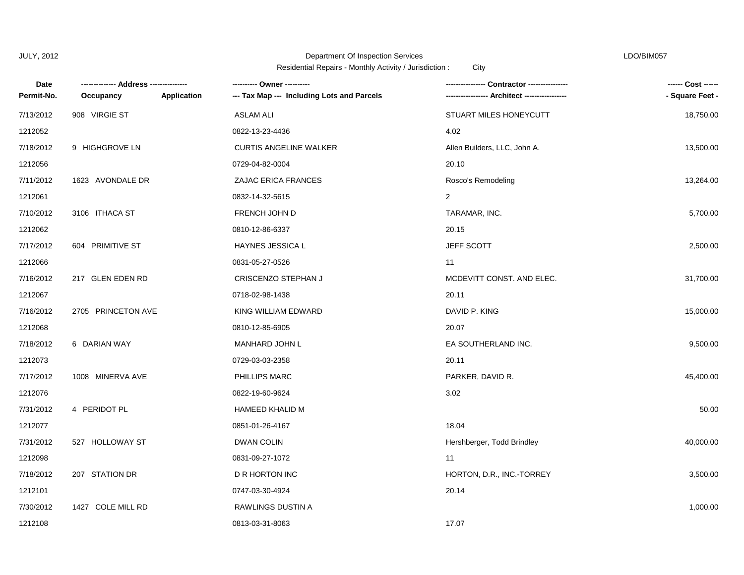JULY, 2012 Department Of Inspection Services LDO/BIM057

Residential Repairs - Monthly Activity / Jurisdiction : City

| Date<br>Permit-No. | Address<br>Occupancy | Application | Owner<br>Tax Map --- Including Lots and Parcels | Contractor<br>Architect | Cost<br>Square Feet |
|---|---|---|---|---|---|
| 7/13/2012<br>1212052 | 908 VIRGIE ST | | ASLAM ALI<br>0822-13-23-4436 | STUART MILES HONEYCUTT<br>4.02 | 18,750.00 |
| 7/18/2012<br>1212056 | 9 HIGHGROVE LN | | CURTIS ANGELINE WALKER<br>0729-04-82-0004 | Allen Builders, LLC, John A.<br>20.10 | 13,500.00 |
| 7/11/2012<br>1212061 | 1623 AVONDALE DR | | ZAJAC ERICA FRANCES<br>0832-14-32-5615 | Rosco's Remodeling<br>2 | 13,264.00 |
| 7/10/2012<br>1212062 | 3106 ITHACA ST | | FRENCH JOHN D<br>0810-12-86-6337 | TARAMAR, INC.<br>20.15 | 5,700.00 |
| 7/17/2012<br>1212066 | 604 PRIMITIVE ST | | HAYNES JESSICA L<br>0831-05-27-0526 | JEFF SCOTT<br>11 | 2,500.00 |
| 7/16/2012<br>1212067 | 217 GLEN EDEN RD | | CRISCENZO STEPHAN J<br>0718-02-98-1438 | MCDEVITT CONST. AND ELEC.<br>20.11 | 31,700.00 |
| 7/16/2012<br>1212068 | 2705 PRINCETON AVE | | KING WILLIAM EDWARD<br>0810-12-85-6905 | DAVID P. KING<br>20.07 | 15,000.00 |
| 7/18/2012<br>1212073 | 6 DARIAN WAY | | MANHARD JOHN L<br>0729-03-03-2358 | EA SOUTHERLAND INC.<br>20.11 | 9,500.00 |
| 7/17/2012<br>1212076 | 1008 MINERVA AVE | | PHILLIPS MARC<br>0822-19-60-9624 | PARKER, DAVID R.<br>3.02 | 45,400.00 |
| 7/31/2012<br>1212077 | 4 PERIDOT PL | | HAMEED KHALID M<br>0851-01-26-4167 | 18.04 | 50.00 |
| 7/31/2012<br>1212098 | 527 HOLLOWAY ST | | DWAN COLIN<br>0831-09-27-1072 | Hershberger, Todd Brindley<br>11 | 40,000.00 |
| 7/18/2012<br>1212101 | 207 STATION DR | | D R HORTON INC<br>0747-03-30-4924 | HORTON, D.R., INC.-TORREY<br>20.14 | 3,500.00 |
| 7/30/2012<br>1212108 | 1427 COLE MILL RD | | RAWLINGS DUSTIN A<br>0813-03-31-8063 | 17.07 | 1,000.00 |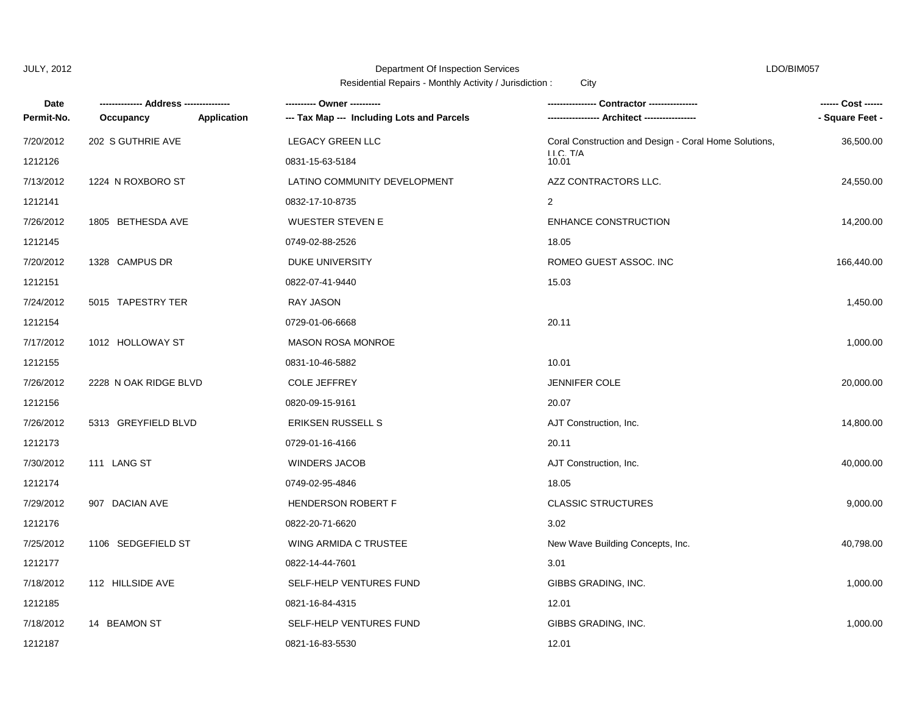JULY, 2012 Department Of Inspection Services LDO/BIM057

Residential Repairs - Monthly Activity / Jurisdiction : City

| Date<br>Permit-No. | Address<br>Occupancy / Application | Owner<br>Tax Map --- Including Lots and Parcels | Contractor<br>Architect | Cost<br>- Square Feet - |
|---|---|---|---|---|
| 7/20/2012<br>1212126 | 202 S GUTHRIE AVE | LEGACY GREEN LLC<br>0831-15-63-5184 | Coral Construction and Design - Coral Home Solutions, LLC. T/A<br>10.01 | 36,500.00 |
| 7/13/2012<br>1212141 | 1224 N ROXBORO ST | LATINO COMMUNITY DEVELOPMENT<br>0832-17-10-8735 | AZZ CONTRACTORS LLC.<br>2 | 24,550.00 |
| 7/26/2012<br>1212145 | 1805 BETHESDA AVE | WUESTER STEVEN E<br>0749-02-88-2526 | ENHANCE CONSTRUCTION<br>18.05 | 14,200.00 |
| 7/20/2012<br>1212151 | 1328 CAMPUS DR | DUKE UNIVERSITY<br>0822-07-41-9440 | ROMEO GUEST ASSOC. INC<br>15.03 | 166,440.00 |
| 7/24/2012<br>1212154 | 5015 TAPESTRY TER | RAY JASON<br>0729-01-06-6668 | <br>20.11 | 1,450.00 |
| 7/17/2012<br>1212155 | 1012 HOLLOWAY ST | MASON ROSA MONROE<br>0831-10-46-5882 | <br>10.01 | 1,000.00 |
| 7/26/2012<br>1212156 | 2228 N OAK RIDGE BLVD | COLE JEFFREY<br>0820-09-15-9161 | JENNIFER COLE<br>20.07 | 20,000.00 |
| 7/26/2012<br>1212173 | 5313 GREYFIELD BLVD | ERIKSEN RUSSELL S<br>0729-01-16-4166 | AJT Construction, Inc.<br>20.11 | 14,800.00 |
| 7/30/2012<br>1212174 | 111 LANG ST | WINDERS JACOB<br>0749-02-95-4846 | AJT Construction, Inc.<br>18.05 | 40,000.00 |
| 7/29/2012<br>1212176 | 907 DACIAN AVE | HENDERSON ROBERT F<br>0822-20-71-6620 | CLASSIC STRUCTURES<br>3.02 | 9,000.00 |
| 7/25/2012<br>1212177 | 1106 SEDGEFIELD ST | WING ARMIDA C TRUSTEE<br>0822-14-44-7601 | New Wave Building Concepts, Inc.<br>3.01 | 40,798.00 |
| 7/18/2012<br>1212185 | 112 HILLSIDE AVE | SELF-HELP VENTURES FUND<br>0821-16-84-4315 | GIBBS GRADING, INC.<br>12.01 | 1,000.00 |
| 7/18/2012<br>1212187 | 14 BEAMON ST | SELF-HELP VENTURES FUND<br>0821-16-83-5530 | GIBBS GRADING, INC.<br>12.01 | 1,000.00 |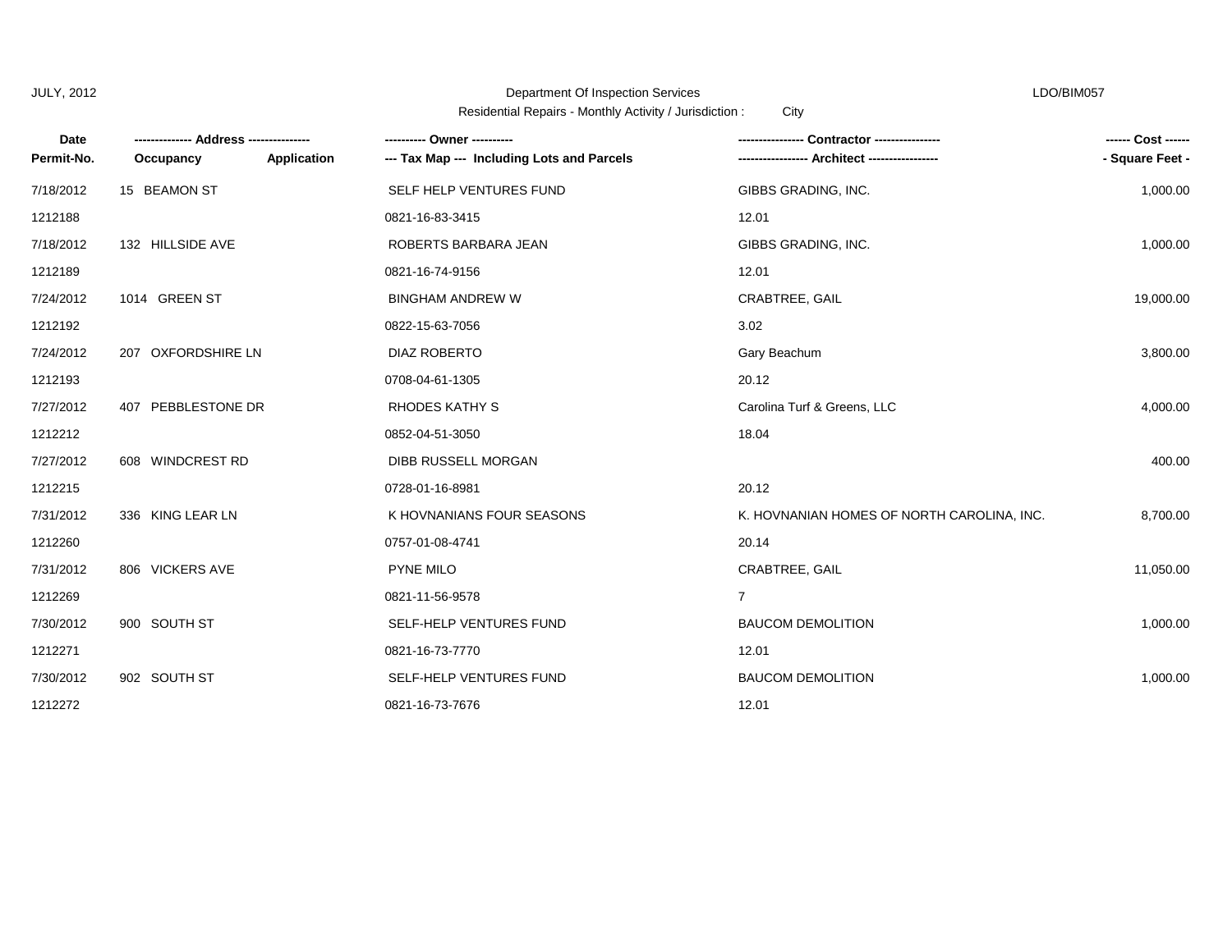JULY, 2012 Department Of Inspection Services LDO/BIM057

Residential Repairs - Monthly Activity / Jurisdiction : City

| Date<br>Permit-No. | ------------- Address --------------<br>Occupancy Application | ---------- Owner ----------<br>--- Tax Map --- Including Lots and Parcels | ---------------- Contractor ----------------<br>----------------- Architect ----------------- | ------ Cost ------<br>- Square Feet - |
|---|---|---|---|---|
| 7/18/2012<br>1212188 | 15 BEAMON ST | SELF HELP VENTURES FUND<br>0821-16-83-3415 | GIBBS GRADING, INC.<br>12.01 | 1,000.00 |
| 7/18/2012<br>1212189 | 132 HILLSIDE AVE | ROBERTS BARBARA JEAN<br>0821-16-74-9156 | GIBBS GRADING, INC.<br>12.01 | 1,000.00 |
| 7/24/2012<br>1212192 | 1014 GREEN ST | BINGHAM ANDREW W<br>0822-15-63-7056 | CRABTREE, GAIL<br>3.02 | 19,000.00 |
| 7/24/2012<br>1212193 | 207 OXFORDSHIRE LN | DIAZ ROBERTO<br>0708-04-61-1305 | Gary Beachum<br>20.12 | 3,800.00 |
| 7/27/2012<br>1212212 | 407 PEBBLESTONE DR | RHODES KATHY S<br>0852-04-51-3050 | Carolina Turf & Greens, LLC<br>18.04 | 4,000.00 |
| 7/27/2012<br>1212215 | 608 WINDCREST RD | DIBB RUSSELL MORGAN<br>0728-01-16-8981 | 20.12 | 400.00 |
| 7/31/2012<br>1212260 | 336 KING LEAR LN | K HOVNANIANS FOUR SEASONS<br>0757-01-08-4741 | K. HOVNANIAN HOMES OF NORTH CAROLINA, INC.<br>20.14 | 8,700.00 |
| 7/31/2012<br>1212269 | 806 VICKERS AVE | PYNE MILO<br>0821-11-56-9578 | CRABTREE, GAIL<br>7 | 11,050.00 |
| 7/30/2012<br>1212271 | 900 SOUTH ST | SELF-HELP VENTURES FUND<br>0821-16-73-7770 | BAUCOM DEMOLITION<br>12.01 | 1,000.00 |
| 7/30/2012<br>1212272 | 902 SOUTH ST | SELF-HELP VENTURES FUND<br>0821-16-73-7676 | BAUCOM DEMOLITION<br>12.01 | 1,000.00 |